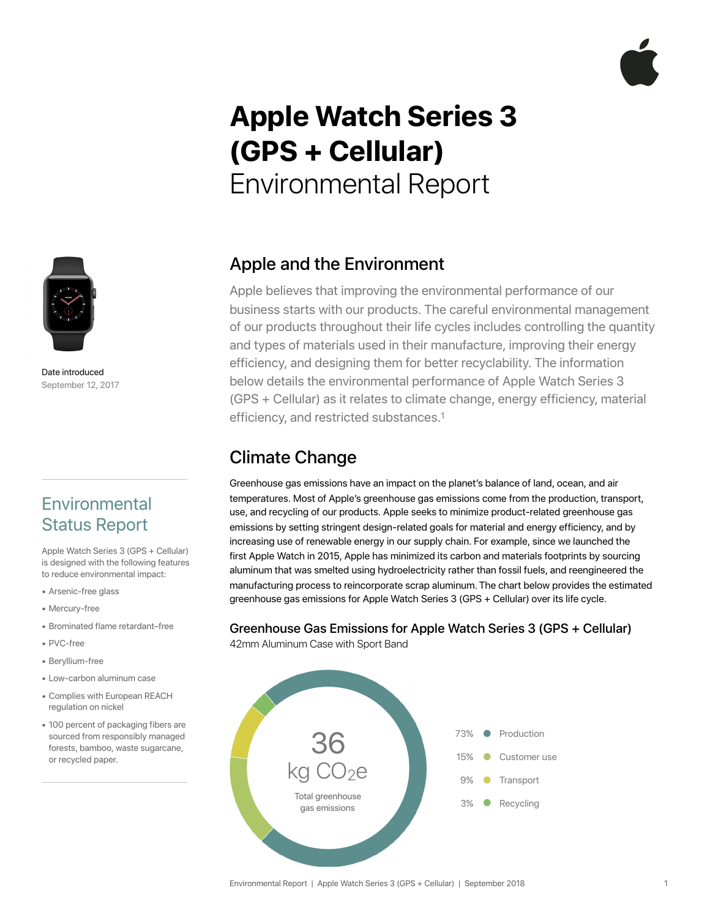# Apple Watch Series 3 (GPS + Cellular)

Environmental Report

Date introduced

September 12, 2017

## Environmental Status Report

Apple Watch Series 3 (GPS + Cellular) is designed with the following features to reduce environmental impact:

- Arsenic-free glass
- Mercury-free
- Brominated flame retardant–free
- PVC-free
- Beryllium-free
- Low-carbon aluminum case
- Complies with European REACH regulation on nickel
- 100 percent of packaging fibers are sourced from responsibly managed forests, bamboo, waste sugarcane, or recycled paper.

## Apple and the Environment

Apple believes that improving the environmental performance of our business starts with our products. The careful environmental management of our products throughout their life cycles includes controlling the quantity and types of materials used in their manufacture, improving their energy efficiency, and designing them for better recyclability. The information below details the environmental performance of Apple Watch Series 3 (GPS + Cellular) as it relates to climate change, energy efficiency, material efficiency, and restricted substances.[1]

## Climate Change

Greenhouse gas emissions have an impact on the planet's balance of land, ocean, and air temperatures. Most of Apple's greenhouse gas emissions come from the production, transport, use, and recycling of our products. Apple seeks to minimize product-related greenhouse gas emissions by setting stringent design-related goals for material and energy efficiency, and by increasing use of renewable energy in our supply chain. For example, since we launched the first Apple Watch in 2015, Apple has minimized its carbon and materials footprints by sourcing aluminum that was smelted using hydroelectricity rather than fossil fuels, and reengineered the manufacturing process to reincorporate scrap aluminum. The chart below provides the estimated greenhouse gas emissions for Apple Watch Series 3 (GPS + Cellular) over its life cycle.

### Greenhouse Gas Emissions for Apple Watch Series 3 (GPS + Cellular)

42mm Aluminum Case with Sport Band

36 kg $CO_2e$

Total greenhouse gas emissions

| Share | Category |
| --- | --- |
| 73% | Production |
| 15% | Customer use |
| 9% | Transport |
| 3% | Recycling |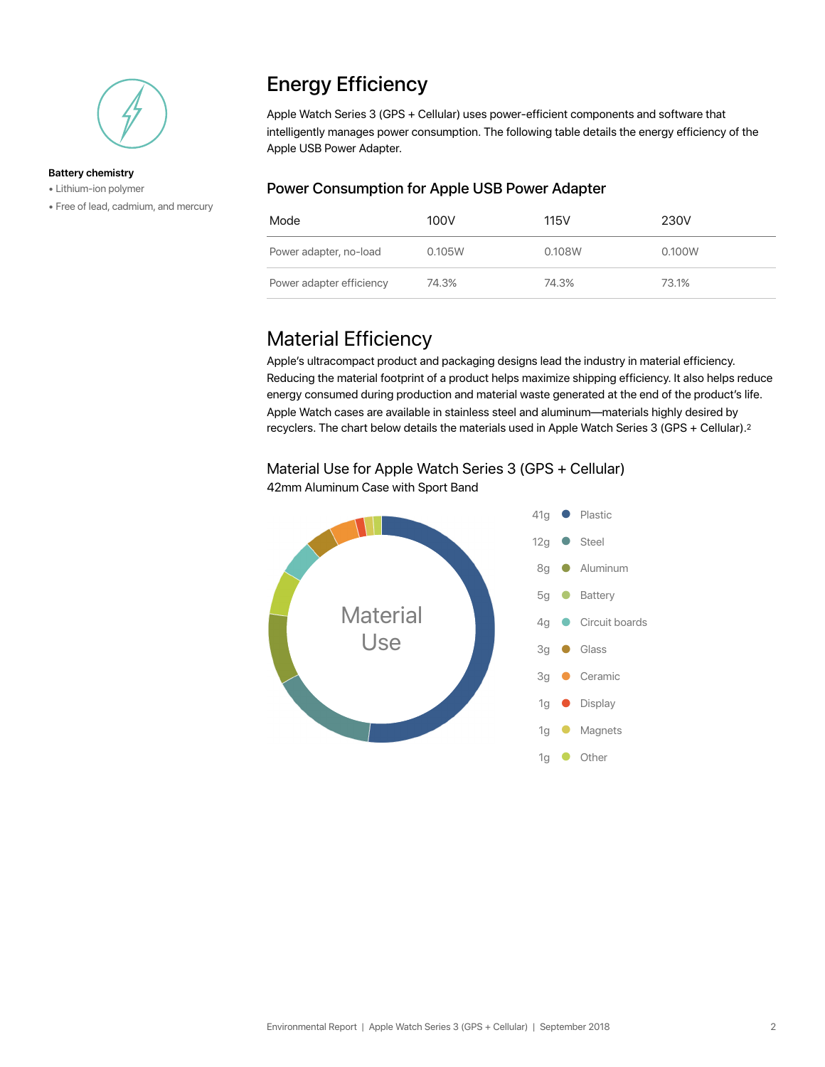**Battery chemistry**

- Lithium-ion polymer
- Free of lead, cadmium, and mercury

# Energy Efficiency

Apple Watch Series 3 (GPS + Cellular) uses power-efficient components and software that intelligently manages power consumption. The following table details the energy efficiency of the Apple USB Power Adapter.

## Power Consumption for Apple USB Power Adapter

| Mode | 100V | 115V | 230V |
|---|---|---|---|
| Power adapter, no-load | 0.105W | 0.108W | 0.100W |
| Power adapter efficiency | 74.3% | 74.3% | 73.1% |

# Material Efficiency

Apple's ultracompact product and packaging designs lead the industry in material efficiency. Reducing the material footprint of a product helps maximize shipping efficiency. It also helps reduce energy consumed during production and material waste generated at the end of the product's life. Apple Watch cases are available in stainless steel and aluminum—materials highly desired by recyclers. The chart below details the materials used in Apple Watch Series 3 (GPS + Cellular).[2]

## Material Use for Apple Watch Series 3 (GPS + Cellular)

42mm Aluminum Case with Sport Band

Material Use

| Weight | Material |
|---|---|
| 41g | Plastic |
| 12g | Steel |
| 8g | Aluminum |
| 5g | Battery |
| 4g | Circuit boards |
| 3g | Glass |
| 3g | Ceramic |
| 1g | Display |
| 1g | Magnets |
| 1g | Other |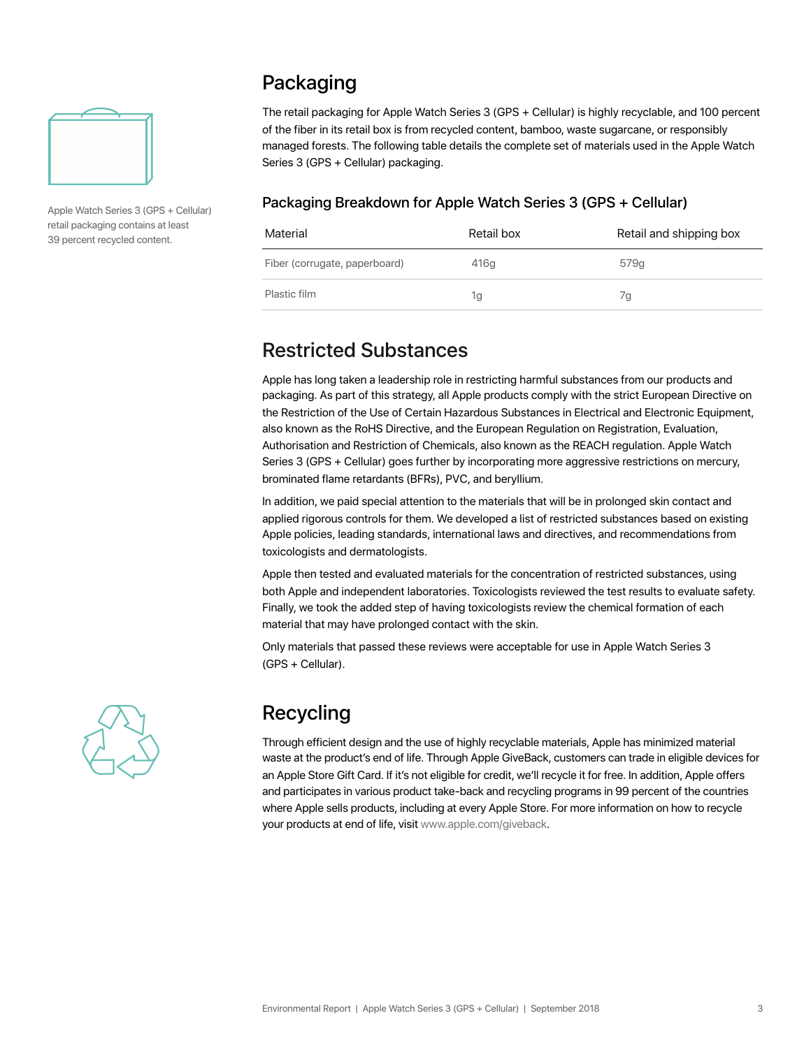## Packaging

Apple Watch Series 3 (GPS + Cellular) retail packaging contains at least 39 percent recycled content.

The retail packaging for Apple Watch Series 3 (GPS + Cellular) is highly recyclable, and 100 percent of the fiber in its retail box is from recycled content, bamboo, waste sugarcane, or responsibly managed forests. The following table details the complete set of materials used in the Apple Watch Series 3 (GPS + Cellular) packaging.

### Packaging Breakdown for Apple Watch Series 3 (GPS + Cellular)

| Material | Retail box | Retail and shipping box |
|---|---|---|
| Fiber (corrugate, paperboard) | 416g | 579g |
| Plastic film | 1g | 7g |

## Restricted Substances

Apple has long taken a leadership role in restricting harmful substances from our products and packaging. As part of this strategy, all Apple products comply with the strict European Directive on the Restriction of the Use of Certain Hazardous Substances in Electrical and Electronic Equipment, also known as the RoHS Directive, and the European Regulation on Registration, Evaluation, Authorisation and Restriction of Chemicals, also known as the REACH regulation. Apple Watch Series 3 (GPS + Cellular) goes further by incorporating more aggressive restrictions on mercury, brominated flame retardants (BFRs), PVC, and beryllium.

In addition, we paid special attention to the materials that will be in prolonged skin contact and applied rigorous controls for them. We developed a list of restricted substances based on existing Apple policies, leading standards, international laws and directives, and recommendations from toxicologists and dermatologists.

Apple then tested and evaluated materials for the concentration of restricted substances, using both Apple and independent laboratories. Toxicologists reviewed the test results to evaluate safety. Finally, we took the added step of having toxicologists review the chemical formation of each material that may have prolonged contact with the skin.

Only materials that passed these reviews were acceptable for use in Apple Watch Series 3 (GPS + Cellular).

## Recycling

Through efficient design and the use of highly recyclable materials, Apple has minimized material waste at the product's end of life. Through Apple GiveBack, customers can trade in eligible devices for an Apple Store Gift Card. If it's not eligible for credit, we'll recycle it for free. In addition, Apple offers and participates in various product take-back and recycling programs in 99 percent of the countries where Apple sells products, including at every Apple Store. For more information on how to recycle your products at end of life, visit www.apple.com/giveback.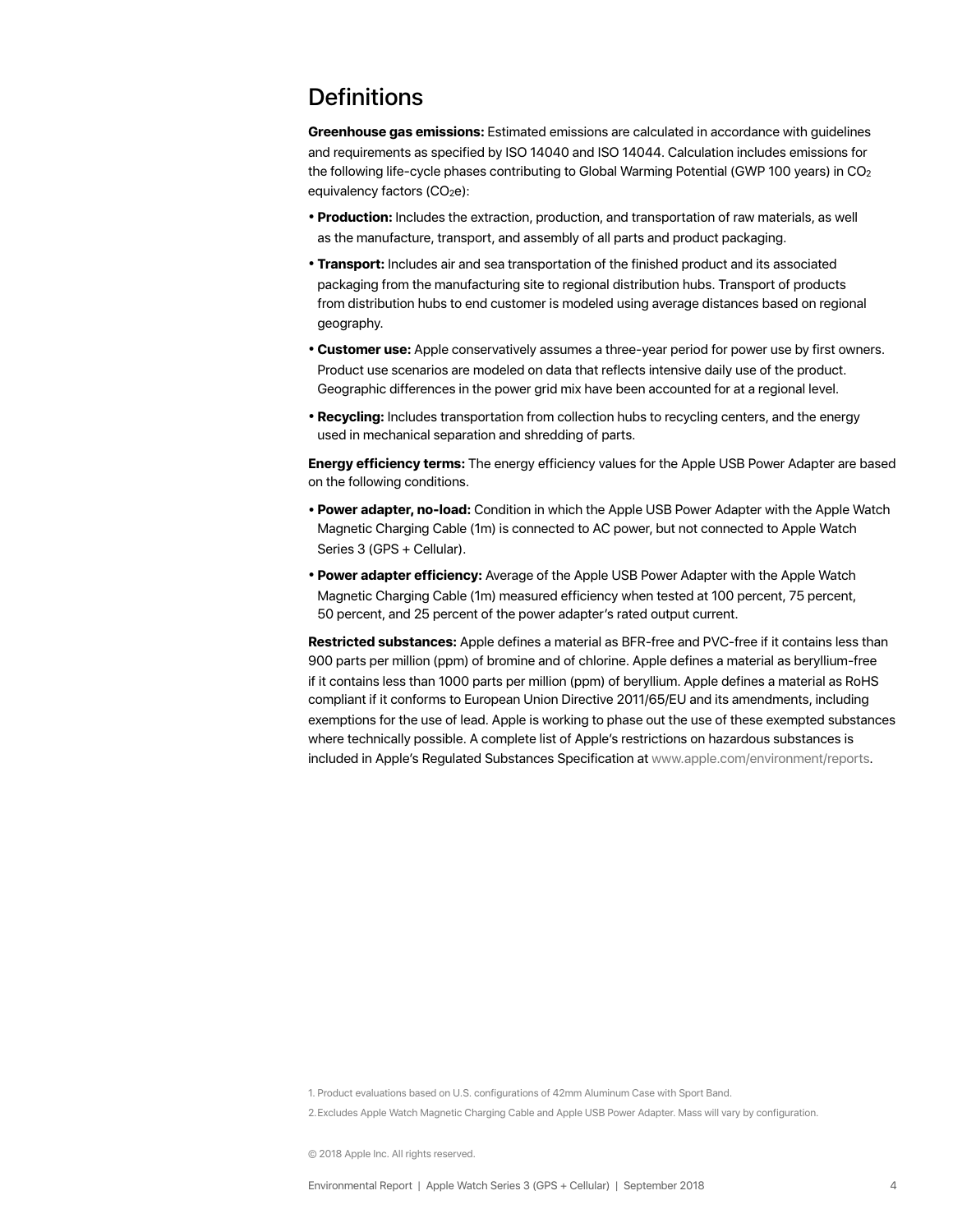## Definitions

**Greenhouse gas emissions:** Estimated emissions are calculated in accordance with guidelines and requirements as specified by ISO 14040 and ISO 14044. Calculation includes emissions for the following life-cycle phases contributing to Global Warming Potential (GWP 100 years) in $CO_2$ equivalency factors ($CO_2e$):

- **Production:** Includes the extraction, production, and transportation of raw materials, as well as the manufacture, transport, and assembly of all parts and product packaging.
- **Transport:** Includes air and sea transportation of the finished product and its associated packaging from the manufacturing site to regional distribution hubs. Transport of products from distribution hubs to end customer is modeled using average distances based on regional geography.
- **Customer use:** Apple conservatively assumes a three-year period for power use by first owners. Product use scenarios are modeled on data that reflects intensive daily use of the product. Geographic differences in the power grid mix have been accounted for at a regional level.
- **Recycling:** Includes transportation from collection hubs to recycling centers, and the energy used in mechanical separation and shredding of parts.

**Energy efficiency terms:** The energy efficiency values for the Apple USB Power Adapter are based on the following conditions.

- **Power adapter, no-load:** Condition in which the Apple USB Power Adapter with the Apple Watch Magnetic Charging Cable (1m) is connected to AC power, but not connected to Apple Watch Series 3 (GPS + Cellular).
- **Power adapter efficiency:** Average of the Apple USB Power Adapter with the Apple Watch Magnetic Charging Cable (1m) measured efficiency when tested at 100 percent, 75 percent, 50 percent, and 25 percent of the power adapter's rated output current.

**Restricted substances:** Apple defines a material as BFR-free and PVC-free if it contains less than 900 parts per million (ppm) of bromine and of chlorine. Apple defines a material as beryllium-free if it contains less than 1000 parts per million (ppm) of beryllium. Apple defines a material as RoHS compliant if it conforms to European Union Directive 2011/65/EU and its amendments, including exemptions for the use of lead. Apple is working to phase out the use of these exempted substances where technically possible. A complete list of Apple's restrictions on hazardous substances is included in Apple's Regulated Substances Specification at www.apple.com/environment/reports.

1. Product evaluations based on U.S. configurations of 42mm Aluminum Case with Sport Band.
2. Excludes Apple Watch Magnetic Charging Cable and Apple USB Power Adapter. Mass will vary by configuration.

© 2018 Apple Inc. All rights reserved.